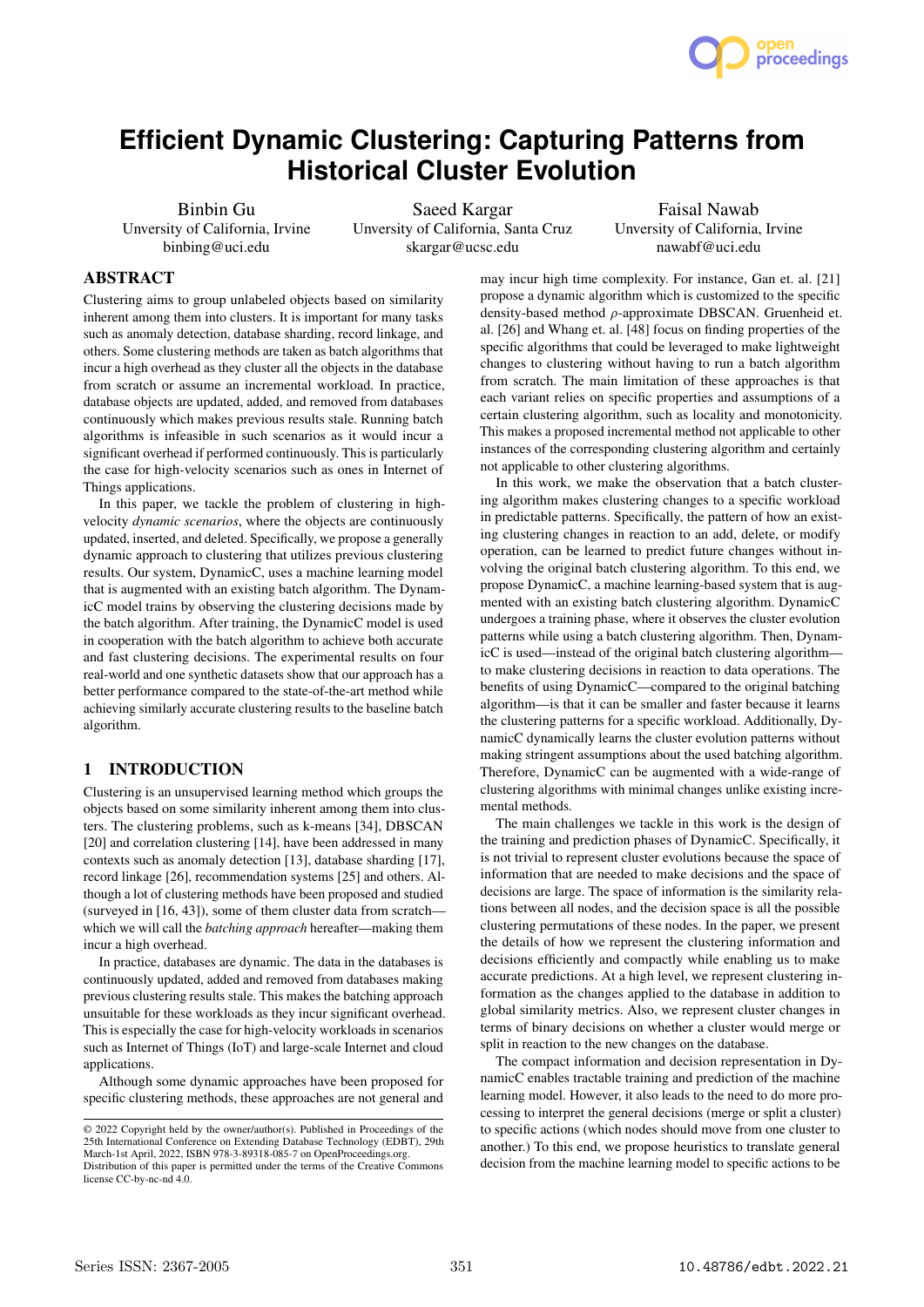# Efficient Dynamic Clustering: Capturing Patterns from Historical Cluster Evolution

Binbin Gu
University of California, Irvine
binbing@uci.edu

Saeed Kargar
University of California, Santa Cruz
skargar@ucsc.edu

Faisal Nawab
University of California, Irvine
nawabf@uci.edu

## ABSTRACT

Clustering aims to group unlabeled objects based on similarity inherent among them into clusters. It is important for many tasks such as anomaly detection, database sharding, record linkage, and others. Some clustering methods are taken as batch algorithms that incur a high overhead as they cluster all the objects in the database from scratch or assume an incremental workload. In practice, database objects are updated, added, and removed from databases continuously which makes previous results stale. Running batch algorithms is infeasible in such scenarios as it would incur a significant overhead if performed continuously. This is particularly the case for high-velocity scenarios such as ones in Internet of Things applications.

In this paper, we tackle the problem of clustering in high-velocity *dynamic scenarios*, where the objects are continuously updated, inserted, and deleted. Specifically, we propose a generally dynamic approach to clustering that utilizes previous clustering results. Our system, DynamicC, uses a machine learning model that is augmented with an existing batch algorithm. The DynamicC model trains by observing the clustering decisions made by the batch algorithm. After training, the DynamicC model is used in cooperation with the batch algorithm to achieve both accurate and fast clustering decisions. The experimental results on four real-world and one synthetic datasets show that our approach has a better performance compared to the state-of-the-art method while achieving similarly accurate clustering results to the baseline batch algorithm.

## 1 INTRODUCTION

Clustering is an unsupervised learning method which groups the objects based on some similarity inherent among them into clusters. The clustering problems, such as k-means [34], DBSCAN [20] and correlation clustering [14], have been addressed in many contexts such as anomaly detection [13], database sharding [17], record linkage [26], recommendation systems [25] and others. Although a lot of clustering methods have been proposed and studied (surveyed in [16, 43]), some of them cluster data from scratch—which we will call the *batching approach* hereafter—making them incur a high overhead.

In practice, databases are dynamic. The data in the databases is continuously updated, added and removed from databases making previous clustering results stale. This makes the batching approach unsuitable for these workloads as they incur significant overhead. This is especially the case for high-velocity workloads in scenarios such as Internet of Things (IoT) and large-scale Internet and cloud applications.

Although some dynamic approaches have been proposed for specific clustering methods, these approaches are not general and may incur high time complexity. For instance, Gan et. al. [21] propose a dynamic algorithm which is customized to the specific density-based method $\rho$-approximate DBSCAN. Gruenheid et. al. [26] and Whang et. al. [48] focus on finding properties of the specific algorithms that could be leveraged to make lightweight changes to clustering without having to run a batch algorithm from scratch. The main limitation of these approaches is that each variant relies on specific properties and assumptions of a certain clustering algorithm, such as locality and monotonicity. This makes a proposed incremental method not applicable to other instances of the corresponding clustering algorithm and certainly not applicable to other clustering algorithms.

In this work, we make the observation that a batch clustering algorithm makes clustering changes to a specific workload in predictable patterns. Specifically, the pattern of how an existing clustering changes in reaction to an add, delete, or modify operation, can be learned to predict future changes without involving the original batch clustering algorithm. To this end, we propose DynamicC, a machine learning-based system that is augmented with an existing batch clustering algorithm. DynamicC undergoes a training phase, where it observes the cluster evolution patterns while using a batch clustering algorithm. Then, DynamicC is used—instead of the original batch clustering algorithm—to make clustering decisions in reaction to data operations. The benefits of using DynamicC—compared to the original batching algorithm—is that it can be smaller and faster because it learns the clustering patterns for a specific workload. Additionally, DynamicC dynamically learns the cluster evolution patterns without making stringent assumptions about the used batching algorithm. Therefore, DynamicC can be augmented with a wide-range of clustering algorithms with minimal changes unlike existing incremental methods.

The main challenges we tackle in this work is the design of the training and prediction phases of DynamicC. Specifically, it is not trivial to represent cluster evolutions because the space of information that are needed to make decisions and the space of decisions are large. The space of information is the similarity relations between all nodes, and the decision space is all the possible clustering permutations of these nodes. In the paper, we present the details of how we represent the clustering information and decisions efficiently and compactly while enabling us to make accurate predictions. At a high level, we represent clustering information as the changes applied to the database in addition to global similarity metrics. Also, we represent cluster changes in terms of binary decisions on whether a cluster would merge or split in reaction to the new changes on the database.

The compact information and decision representation in DynamicC enables tractable training and prediction of the machine learning model. However, it also leads to the need to do more processing to interpret the general decisions (merge or split a cluster) to specific actions (which nodes should move from one cluster to another.) To this end, we propose heuristics to translate general decision from the machine learning model to specific actions to be

© 2022 Copyright held by the owner/author(s). Published in Proceedings of the 25th International Conference on Extending Database Technology (EDBT), 29th March-1st April, 2022, ISBN 978-3-89318-085-7 on OpenProceedings.org. Distribution of this paper is permitted under the terms of the Creative Commons license CC-by-nc-nd 4.0.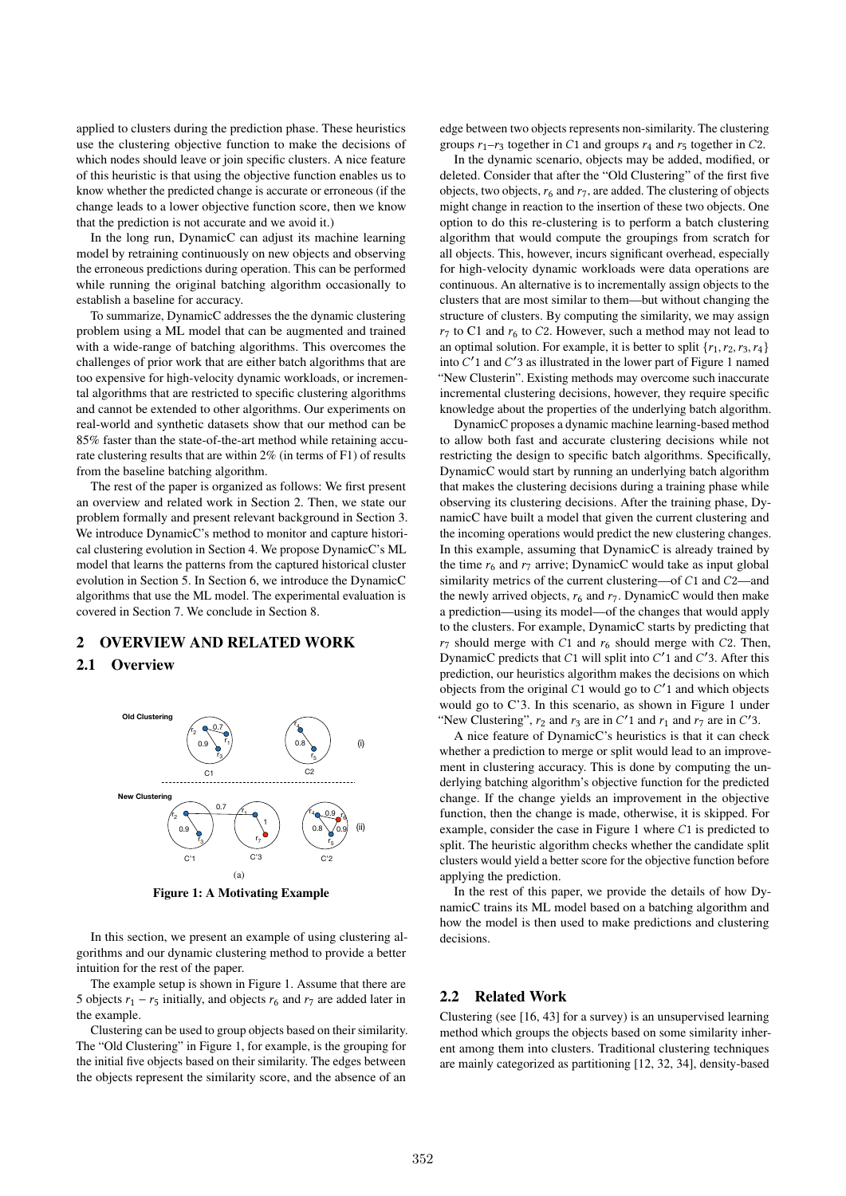applied to clusters during the prediction phase. These heuristics use the clustering objective function to make the decisions of which nodes should leave or join specific clusters. A nice feature of this heuristic is that using the objective function enables us to know whether the predicted change is accurate or erroneous (if the change leads to a lower objective function score, then we know that the prediction is not accurate and we avoid it.)

In the long run, DynamicC can adjust its machine learning model by retraining continuously on new objects and observing the erroneous predictions during operation. This can be performed while running the original batching algorithm occasionally to establish a baseline for accuracy.

To summarize, DynamicC addresses the the dynamic clustering problem using a ML model that can be augmented and trained with a wide-range of batching algorithms. This overcomes the challenges of prior work that are either batch algorithms that are too expensive for high-velocity dynamic workloads, or incremental algorithms that are restricted to specific clustering algorithms and cannot be extended to other algorithms. Our experiments on real-world and synthetic datasets show that our method can be 85% faster than the state-of-the-art method while retaining accurate clustering results that are within 2% (in terms of F1) of results from the baseline batching algorithm.

The rest of the paper is organized as follows: We first present an overview and related work in Section 2. Then, we state our problem formally and present relevant background in Section 3. We introduce DynamicC's method to monitor and capture historical clustering evolution in Section 4. We propose DynamicC's ML model that learns the patterns from the captured historical cluster evolution in Section 5. In Section 6, we introduce the DynamicC algorithms that use the ML model. The experimental evaluation is covered in Section 7. We conclude in Section 8.

## 2 OVERVIEW AND RELATED WORK

### 2.1 Overview

**Figure 1: A Motivating Example**

In this section, we present an example of using clustering algorithms and our dynamic clustering method to provide a better intuition for the rest of the paper.

The example setup is shown in Figure 1. Assume that there are 5 objects $r_1 - r_5$ initially, and objects $r_6$ and $r_7$ are added later in the example.

Clustering can be used to group objects based on their similarity. The "Old Clustering" in Figure 1, for example, is the grouping for the initial five objects based on their similarity. The edges between the objects represent the similarity score, and the absence of an edge between two objects represents non-similarity. The clustering groups $r_1$–$r_3$ together in $C1$ and groups $r_4$ and $r_5$ together in $C2$.

In the dynamic scenario, objects may be added, modified, or deleted. Consider that after the "Old Clustering" of the first five objects, two objects, $r_6$ and $r_7$, are added. The clustering of objects might change in reaction to the insertion of these two objects. One option to do this re-clustering is to perform a batch clustering algorithm that would compute the groupings from scratch for all objects. This, however, incurs significant overhead, especially for high-velocity dynamic workloads were data operations are continuous. An alternative is to incrementally assign objects to the clusters that are most similar to them—but without changing the structure of clusters. By computing the similarity, we may assign $r_7$ to C1 and $r_6$ to $C2$. However, such a method may not lead to an optimal solution. For example, it is better to split $\{r_1, r_2, r_3, r_4\}$ into $C'1$ and $C'3$ as illustrated in the lower part of Figure 1 named "New Clusterin". Existing methods may overcome such inaccurate incremental clustering decisions, however, they require specific knowledge about the properties of the underlying batch algorithm.

DynamicC proposes a dynamic machine learning-based method to allow both fast and accurate clustering decisions while not restricting the design to specific batch algorithms. Specifically, DynamicC would start by running an underlying batch algorithm that makes the clustering decisions during a training phase while observing its clustering decisions. After the training phase, DynamicC have built a model that given the current clustering and the incoming operations would predict the new clustering changes. In this example, assuming that DynamicC is already trained by the time $r_6$ and $r_7$ arrive; DynamicC would take as input global similarity metrics of the current clustering—of $C1$ and $C2$—and the newly arrived objects, $r_6$ and $r_7$. DynamicC would then make a prediction—using its model—of the changes that would apply to the clusters. For example, DynamicC starts by predicting that $r_7$ should merge with $C1$ and $r_6$ should merge with $C2$. Then, DynamicC predicts that $C1$ will split into $C'1$ and $C'3$. After this prediction, our heuristics algorithm makes the decisions on which objects from the original $C1$ would go to $C'1$ and which objects would go to C'3. In this scenario, as shown in Figure 1 under "New Clustering", $r_2$ and $r_3$ are in $C'1$ and $r_1$ and $r_7$ are in $C'3$.

A nice feature of DynamicC's heuristics is that it can check whether a prediction to merge or split would lead to an improvement in clustering accuracy. This is done by computing the underlying batching algorithm's objective function for the predicted change. If the change yields an improvement in the objective function, then the change is made, otherwise, it is skipped. For example, consider the case in Figure 1 where $C1$ is predicted to split. The heuristic algorithm checks whether the candidate split clusters would yield a better score for the objective function before applying the prediction.

In the rest of this paper, we provide the details of how DynamicC trains its ML model based on a batching algorithm and how the model is then used to make predictions and clustering decisions.

### 2.2 Related Work

Clustering (see [16, 43] for a survey) is an unsupervised learning method which groups the objects based on some similarity inherent among them into clusters. Traditional clustering techniques are mainly categorized as partitioning [12, 32, 34], density-based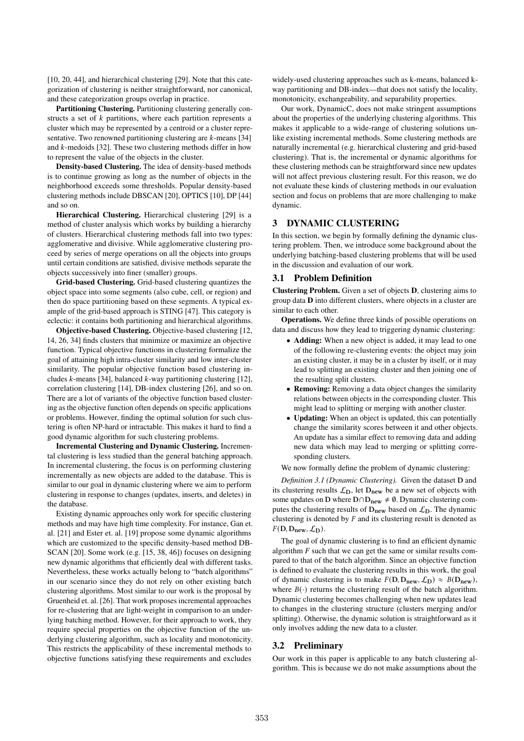[10, 20, 44], and hierarchical clustering [29]. Note that this categorization of clustering is neither straightforward, nor canonical, and these categorization groups overlap in practice.

**Partitioning Clustering.** Partitioning clustering generally constructs a set of $k$ partitions, where each partition represents a cluster which may be represented by a centroid or a cluster representative. Two renowned partitioning clustering are $k$-means [34] and $k$-medoids [32]. These two clustering methods differ in how to represent the value of the objects in the cluster.

**Density-based Clustering.** The idea of density-based methods is to continue growing as long as the number of objects in the neighborhood exceeds some thresholds. Popular density-based clustering methods include DBSCAN [20], OPTICS [10], DP [44] and so on.

**Hierarchical Clustering.** Hierarchical clustering [29] is a method of cluster analysis which works by building a hierarchy of clusters. Hierarchical clustering methods fall into two types: agglomerative and divisive. While agglomerative clustering proceed by series of merge operations on all the objects into groups until certain conditions are satisfied, divisive methods separate the objects successively into finer (smaller) groups.

**Grid-based Clustering.** Grid-based clustering quantizes the object space into some segments (also cube, cell, or region) and then do space partitioning based on these segments. A typical example of the grid-based approach is STING [47]. This category is eclectic: it contains both partitioning and hierarchical algorithms.

**Objective-based Clustering.** Objective-based clustering [12, 14, 26, 34] finds clusters that minimize or maximize an objective function. Typical objective functions in clustering formalize the goal of attaining high intra-cluster similarity and low inter-cluster similarity. The popular objective function based clustering includes $k$-means [34], balanced $k$-way partitioning clustering [12], correlation clustering [14], DB-index clustering [26], and so on. There are a lot of variants of the objective function based clustering as the objective function often depends on specific applications or problems. However, finding the optimal solution for such clustering is often NP-hard or intractable. This makes it hard to find a good dynamic algorithm for such clustering problems.

**Incremental Clustering and Dynamic Clustering.** Incremental clustering is less studied than the general batching approach. In incremental clustering, the focus is on performing clustering incrementally as new objects are added to the database. This is similar to our goal in dynamic clustering where we aim to perform clustering in response to changes (updates, inserts, and deletes) in the database.

Existing dynamic approaches only work for specific clustering methods and may have high time complexity. For instance, Gan et. al. [21] and Ester et. al. [19] propose some dynamic algorithms which are customized to the specific density-based method DBSCAN [20]. Some work (e.g. [15, 38, 46]) focuses on designing new dynamic algorithms that efficiently deal with different tasks. Nevertheless, these works actually belong to "batch algorithms" in our scenario since they do not rely on other existing batch clustering algorithms. Most similar to our work is the proposal by Gruenheid et. al. [26]. That work proposes incremental approaches for re-clustering that are light-weight in comparison to an underlying batching method. However, for their approach to work, they require special properties on the objective function of the underlying clustering algorithm, such as locality and monotonicity. This restricts the applicability of these incremental methods to objective functions satisfying these requirements and excludes widely-used clustering approaches such as k-means, balanced k-way partitioning and DB-index—that does not satisfy the locality, monotonicity, exchangeability, and separability properties.

Our work, DynamicC, does not make stringent assumptions about the properties of the underlying clustering algorithms. This makes it applicable to a wide-range of clustering solutions unlike existing incremental methods. Some clustering methods are naturally incremental (e.g. hierarchical clustering and grid-based clustering). That is, the incremental or dynamic algorithms for these clustering methods can be straightforward since new updates will not affect previous clustering result. For this reason, we do not evaluate these kinds of clustering methods in our evaluation section and focus on problems that are more challenging to make dynamic.

## 3 DYNAMIC CLUSTERING

In this section, we begin by formally defining the dynamic clustering problem. Then, we introduce some background about the underlying batching-based clustering problems that will be used in the discussion and evaluation of our work.

### 3.1 Problem Definition

**Clustering Problem.** Given a set of objects $\mathbf{D}$, clustering aims to group data $\mathbf{D}$ into different clusters, where objects in a cluster are similar to each other.

**Operations.** We define three kinds of possible operations on data and discuss how they lead to triggering dynamic clustering:

- **Adding:** When a new object is added, it may lead to one of the following re-clustering events: the object may join an existing cluster, it may be in a cluster by itself, or it may lead to splitting an existing cluster and then joining one of the resulting split clusters.
- **Removing:** Removing a data object changes the similarity relations between objects in the corresponding cluster. This might lead to splitting or merging with another cluster.
- **Updating:** When an object is updated, this can potentially change the similarity scores between it and other objects. An update has a similar effect to removing data and adding new data which may lead to merging or splitting corresponding clusters.

We now formally define the problem of dynamic clustering:

*Definition 3.1 (Dynamic Clustering).* Given the dataset $\mathbf{D}$ and its clustering results $\mathcal{L}_{\mathbf{D}}$, let $\mathbf{D_{new}}$ be a new set of objects with some updates on $\mathbf{D}$ where $\mathbf{D} \cap \mathbf{D_{new}} \neq \emptyset$. Dynamic clustering computes the clustering results of $\mathbf{D_{new}}$ based on $\mathcal{L}_{\mathbf{D}}$. The dynamic clustering is denoted by $F$ and its clustering result is denoted as $F(\mathbf{D}, \mathbf{D_{new}}, \mathcal{L}_{\mathbf{D}})$.

The goal of dynamic clustering is to find an efficient dynamic algorithm $F$ such that we can get the same or similar results compared to that of the batch algorithm. Since an objective function is defined to evaluate the clustering results in this work, the goal of dynamic clustering is to make $F(\mathbf{D}, \mathbf{D_{new}}, \mathcal{L}_{\mathbf{D}}) \approx B(\mathbf{D_{new}})$, where $B(\cdot)$ returns the clustering result of the batch algorithm. Dynamic clustering becomes challenging when new updates lead to changes in the clustering structure (clusters merging and/or splitting). Otherwise, the dynamic solution is straightforward as it only involves adding the new data to a cluster.

### 3.2 Preliminary

Our work in this paper is applicable to any batch clustering algorithm. This is because we do not make assumptions about the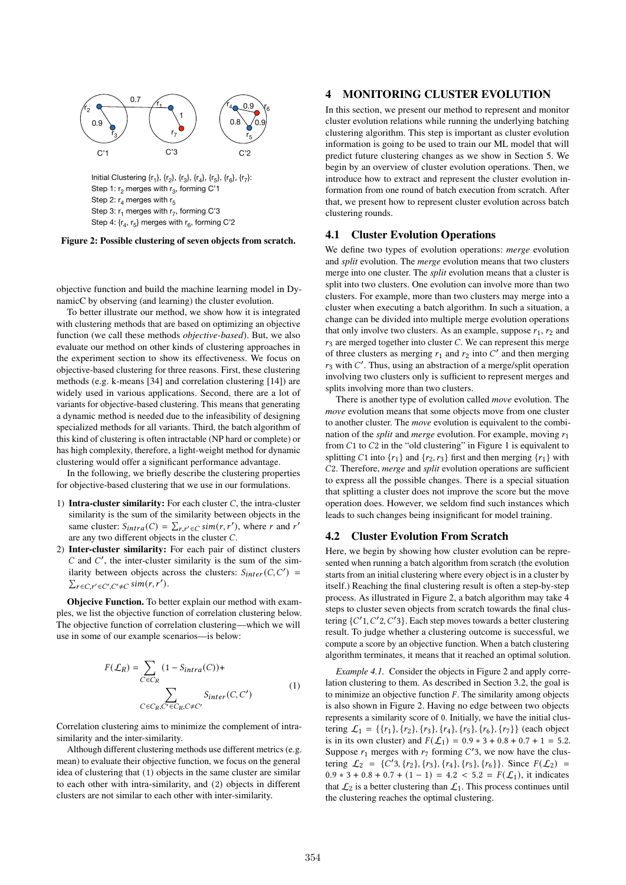Initial Clustering {r1}, {r2}, {r3}, {r4}, {r5}, {r6}, {r7}:
Step 1: r2 merges with r3, forming C'1
Step 2: r4 merges with r5
Step 3: r1 merges with r7, forming C'3
Step 4: {r4, r5} merges with r6, forming C'2

**Figure 2: Possible clustering of seven objects from scratch.**

objective function and build the machine learning model in DynamicC by observing (and learning) the cluster evolution.

To better illustrate our method, we show how it is integrated with clustering methods that are based on optimizing an objective function (we call these methods *objective-based*). But, we also evaluate our method on other kinds of clustering approaches in the experiment section to show its effectiveness. We focus on objective-based clustering for three reasons. First, these clustering methods (e.g. k-means [34] and correlation clustering [14]) are widely used in various applications. Second, there are a lot of variants for objective-based clustering. This means that generating a dynamic method is needed due to the infeasibility of designing specialized methods for all variants. Third, the batch algorithm of this kind of clustering is often intractable (NP hard or complete) or has high complexity, therefore, a light-weight method for dynamic clustering would offer a significant performance advantage.

In the following, we briefly describe the clustering properties for objective-based clustering that we use in our formulations.

1) **Intra-cluster similarity:** For each cluster $C$, the intra-cluster similarity is the sum of the similarity between objects in the same cluster: $S_{intra}(C) = \sum_{r,r' \in C} sim(r, r')$, where $r$ and $r'$ are any two different objects in the cluster $C$.
2) **Inter-cluster similarity:** For each pair of distinct clusters $C$ and $C'$, the inter-cluster similarity is the sum of the similarity between objects across the clusters: $S_{inter}(C, C') = \sum_{r \in C, r' \in C', C' \neq C} sim(r, r')$.

**Objecive Function.** To better explain our method with examples, we list the objective function of correlation clustering below. The objective function of correlation clustering—which we will use in some of our example scenarios—is below:

$$F(\mathcal{L}_R) = \sum_{C \in C_R} (1 - S_{intra}(C)) + \sum_{C \in C_R, C' \in C_R, C \neq C'} S_{inter}(C, C') \tag{1}$$

Correlation clustering aims to minimize the complement of intra-similarity and the inter-similarity.

Although different clustering methods use different metrics (e.g. mean) to evaluate their objective function, we focus on the general idea of clustering that (1) objects in the same cluster are similar to each other with intra-similarity, and (2) objects in different clusters are not similar to each other with inter-similarity.

## 4 MONITORING CLUSTER EVOLUTION

In this section, we present our method to represent and monitor cluster evolution relations while running the underlying batching clustering algorithm. This step is important as cluster evolution information is going to be used to train our ML model that will predict future clustering changes as we show in Section 5. We begin by an overview of cluster evolution operations. Then, we introduce how to extract and represent the cluster evolution information from one round of batch execution from scratch. After that, we present how to represent cluster evolution across batch clustering rounds.

### 4.1 Cluster Evolution Operations

We define two types of evolution operations: *merge* evolution and *split* evolution. The *merge* evolution means that two clusters merge into one cluster. The *split* evolution means that a cluster is split into two clusters. One evolution can involve more than two clusters. For example, more than two clusters may merge into a cluster when executing a batch algorithm. In such a situation, a change can be divided into multiple merge evolution operations that only involve two clusters. As an example, suppose $r_1$, $r_2$ and $r_3$ are merged together into cluster $C$. We can represent this merge of three clusters as merging $r_1$ and $r_2$ into $C'$ and then merging $r_3$ with $C'$. Thus, using an abstraction of a merge/split operation involving two clusters only is sufficient to represent merges and splits involving more than two clusters.

There is another type of evolution called *move* evolution. The *move* evolution means that some objects move from one cluster to another cluster. The *move* evolution is equivalent to the combination of the *split* and *merge* evolution. For example, moving $r_1$ from $C1$ to $C2$ in the "old clustering" in Figure 1 is equivalent to splitting $C1$ into $\{r_1\}$ and $\{r_2, r_3\}$ first and then merging $\{r_1\}$ with $C2$. Therefore, *merge* and *split* evolution operations are sufficient to express all the possible changes. There is a special situation that splitting a cluster does not improve the score but the move operation does. However, we seldom find such instances which leads to such changes being insignificant for model training.

### 4.2 Cluster Evolution From Scratch

Here, we begin by showing how cluster evolution can be represented when running a batch algorithm from scratch (the evolution starts from an initial clustering where every object is in a cluster by itself.) Reaching the final clustering result is often a step-by-step process. As illustrated in Figure 2, a batch algorithm may take 4 steps to cluster seven objects from scratch towards the final clustering $\{C'1, C'2, C'3\}$. Each step moves towards a better clustering result. To judge whether a clustering outcome is successful, we compute a score by an objective function. When a batch clustering algorithm terminates, it means that it reached an optimal solution.

*Example 4.1.* Consider the objects in Figure 2 and apply correlation clustering to them. As described in Section 3.2, the goal is to minimize an objective function $F$. The similarity among objects is also shown in Figure 2. Having no edge between two objects represents a similarity score of 0. Initially, we have the initial clustering $\mathcal{L}_1 = \{\{r_1\}, \{r_2\}, \{r_3\}, \{r_4\}, \{r_5\}, \{r_6\}, \{r_7\}\}$ (each object is in its own cluster) and $F(\mathcal{L}_1) = 0.9 * 3 + 0.8 + 0.7 + 1 = 5.2$. Suppose $r_1$ merges with $r_7$ forming $C'3$, we now have the clustering $\mathcal{L}_2 = \{C'3, \{r_2\}, \{r_3\}, \{r_4\}, \{r_5\}, \{r_6\}\}$. Since $F(\mathcal{L}_2) = 0.9 * 3 + 0.8 + 0.7 + (1 - 1) = 4.2 < 5.2 = F(\mathcal{L}_1)$, it indicates that $\mathcal{L}_2$ is a better clustering than $\mathcal{L}_1$. This process continues until the clustering reaches the optimal clustering.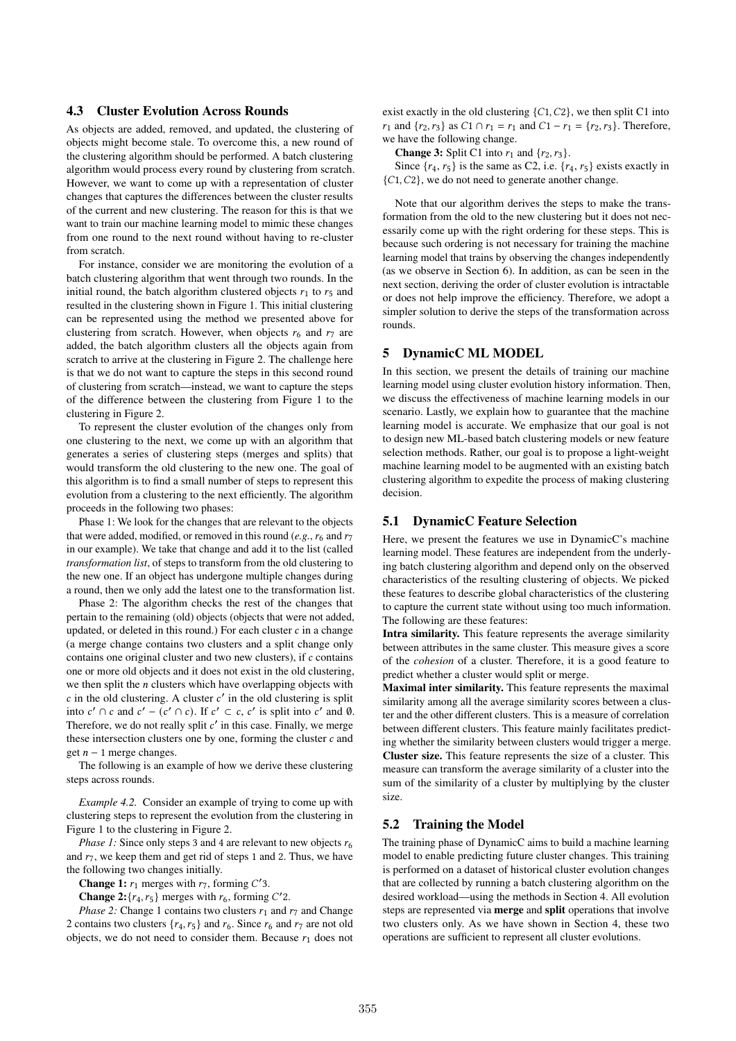### 4.3 Cluster Evolution Across Rounds

As objects are added, removed, and updated, the clustering of objects might become stale. To overcome this, a new round of the clustering algorithm should be performed. A batch clustering algorithm would process every round by clustering from scratch. However, we want to come up with a representation of cluster changes that captures the differences between the cluster results of the current and new clustering. The reason for this is that we want to train our machine learning model to mimic these changes from one round to the next round without having to re-cluster from scratch.

For instance, consider we are monitoring the evolution of a batch clustering algorithm that went through two rounds. In the initial round, the batch algorithm clustered objects $r_1$ to $r_5$ and resulted in the clustering shown in Figure 1. This initial clustering can be represented using the method we presented above for clustering from scratch. However, when objects $r_6$ and $r_7$ are added, the batch algorithm clusters all the objects again from scratch to arrive at the clustering in Figure 2. The challenge here is that we do not want to capture the steps in this second round of clustering from scratch—instead, we want to capture the steps of the difference between the clustering from Figure 1 to the clustering in Figure 2.

To represent the cluster evolution of the changes only from one clustering to the next, we come up with an algorithm that generates a series of clustering steps (merges and splits) that would transform the old clustering to the new one. The goal of this algorithm is to find a small number of steps to represent this evolution from a clustering to the next efficiently. The algorithm proceeds in the following two phases:

Phase 1: We look for the changes that are relevant to the objects that were added, modified, or removed in this round (*e.g.*, $r_6$ and $r_7$ in our example). We take that change and add it to the list (called *transformation list*, of steps to transform from the old clustering to the new one. If an object has undergone multiple changes during a round, then we only add the latest one to the transformation list.

Phase 2: The algorithm checks the rest of the changes that pertain to the remaining (old) objects (objects that were not added, updated, or deleted in this round.) For each cluster $c$ in a change (a merge change contains two clusters and a split change only contains one original cluster and two new clusters), if $c$ contains one or more old objects and it does not exist in the old clustering, we then split the $n$ clusters which have overlapping objects with $c$ in the old clustering. A cluster $c'$ in the old clustering is split into $c' \cap c$ and $c' - (c' \cap c)$. If $c' \subset c$, $c'$ is split into $c'$ and $\emptyset$. Therefore, we do not really split $c'$ in this case. Finally, we merge these intersection clusters one by one, forming the cluster $c$ and get $n - 1$ merge changes.

The following is an example of how we derive these clustering steps across rounds.

*Example 4.2.* Consider an example of trying to come up with clustering steps to represent the evolution from the clustering in Figure 1 to the clustering in Figure 2.

*Phase 1:* Since only steps 3 and 4 are relevant to new objects $r_6$ and $r_7$, we keep them and get rid of steps 1 and 2. Thus, we have the following two changes initially.

**Change 1:** $r_1$ merges with $r_7$, forming $C'3$.

**Change 2:**$\{r_4, r_5\}$ merges with $r_6$, forming $C'2$.

*Phase 2:* Change 1 contains two clusters $r_1$ and $r_7$ and Change 2 contains two clusters $\{r_4, r_5\}$ and $r_6$. Since $r_6$ and $r_7$ are not old objects, we do not need to consider them. Because $r_1$ does not exist exactly in the old clustering $\{C1, C2\}$, we then split C1 into $r_1$ and $\{r_2, r_3\}$ as $C1 \cap r_1 = r_1$ and $C1 - r_1 = \{r_2, r_3\}$. Therefore, we have the following change.

**Change 3:** Split C1 into $r_1$ and $\{r_2, r_3\}$.

Since $\{r_4, r_5\}$ is the same as C2, i.e. $\{r_4, r_5\}$ exists exactly in $\{C1, C2\}$, we do not need to generate another change.

Note that our algorithm derives the steps to make the transformation from the old to the new clustering but it does not necessarily come up with the right ordering for these steps. This is because such ordering is not necessary for training the machine learning model that trains by observing the changes independently (as we observe in Section 6). In addition, as can be seen in the next section, deriving the order of cluster evolution is intractable or does not help improve the efficiency. Therefore, we adopt a simpler solution to derive the steps of the transformation across rounds.

## 5 DynamicC ML MODEL

In this section, we present the details of training our machine learning model using cluster evolution history information. Then, we discuss the effectiveness of machine learning models in our scenario. Lastly, we explain how to guarantee that the machine learning model is accurate. We emphasize that our goal is not to design new ML-based batch clustering models or new feature selection methods. Rather, our goal is to propose a light-weight machine learning model to be augmented with an existing batch clustering algorithm to expedite the process of making clustering decision.

### 5.1 DynamicC Feature Selection

Here, we present the features we use in DynamicC's machine learning batch clustering model. These features are independent from the underlying batch clustering algorithm and depend only on the observed characteristics of the resulting clustering of objects. We picked these features to describe global characteristics of the clustering to capture the current state without using too much information. The following are these features:

**Intra similarity.** This feature represents the average similarity between attributes in the same cluster. This measure gives a score of the *cohesion* of a cluster. Therefore, it is a good feature to predict whether a cluster would split or merge.

**Maximal inter similarity.** This feature represents the maximal similarity among all the average similarity scores between a cluster and the other different clusters. This is a measure of correlation between different clusters. This feature mainly facilitates predicting whether the similarity between clusters would trigger a merge.

**Cluster size.** This feature represents the size of a cluster. This measure can transform the average similarity of a cluster into the sum of the similarity of a cluster by multiplying by the cluster size.

### 5.2 Training the Model

The training phase of DynamicC aims to build a machine learning model to enable predicting future cluster changes. This training is performed on a dataset of historical cluster evolution changes that are collected by running a batch clustering algorithm on the desired workload—using the methods in Section 4. All evolution steps are represented via **merge** and **split** operations that involve two clusters only. As we have shown in Section 4, these two operations are sufficient to represent all cluster evolutions.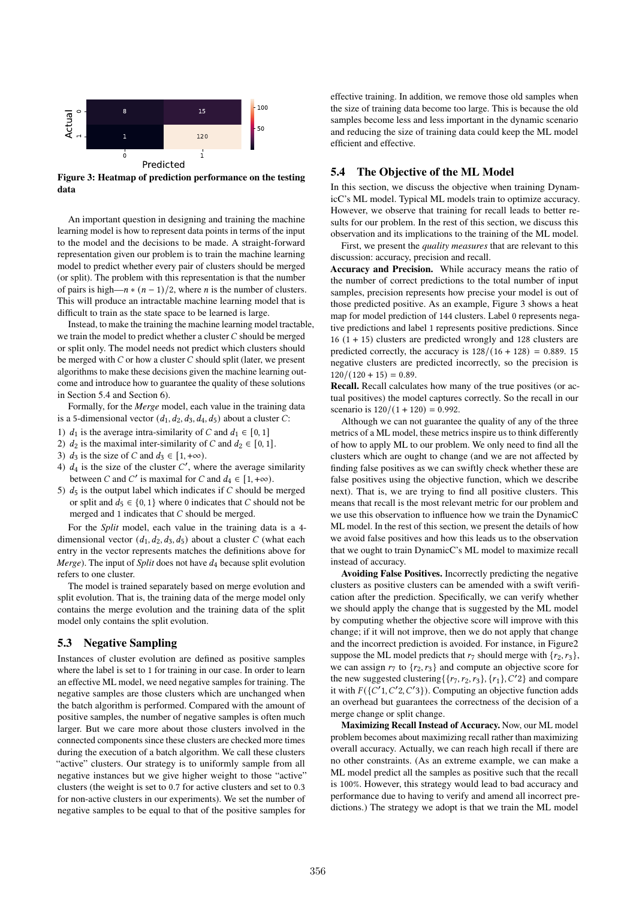Figure 3: Heatmap of prediction performance on the testing data

An important question in designing and training the machine learning model is how to represent data points in terms of the input to the model and the decisions to be made. A straight-forward representation given our problem is to train the machine learning model to predict whether every pair of clusters should be merged (or split). The problem with this representation is that the number of pairs is high—$n * (n-1)/2$, where $n$ is the number of clusters. This will produce an intractable machine learning model that is difficult to train as the state space to be learned is large.

Instead, to make the training the machine learning model tractable, we train the model to predict whether a cluster $C$ should be merged or split only. The model needs not predict which clusters should be merged with $C$ or how a cluster $C$ should split (later, we present algorithms to make these decisions given the machine learning outcome and introduce how to guarantee the quality of these solutions in Section 5.4 and Section 6).

Formally, for the *Merge* model, each value in the training data is a 5-dimensional vector $(d_1, d_2, d_3, d_4, d_5)$ about a cluster $C$:

1) $d_1$ is the average intra-similarity of $C$ and $d_1 \in [0, 1]$
2) $d_2$ is the maximal inter-similarity of $C$ and $d_2 \in [0, 1]$.
3) $d_3$ is the size of $C$ and $d_3 \in [1, +\infty)$.
4) $d_4$ is the size of the cluster $C'$, where the average similarity between $C$ and $C'$ is maximal for $C$ and $d_4 \in [1, +\infty)$.
5) $d_5$ is the output label which indicates if $C$ should be merged or split and $d_5 \in \{0, 1\}$ where 0 indicates that $C$ should not be merged and 1 indicates that $C$ should be merged.

For the *Split* model, each value in the training data is a 4-dimensional vector $(d_1, d_2, d_3, d_5)$ about a cluster $C$ (what each entry in the vector represents matches the definitions above for *Merge*). The input of *Split* does not have $d_4$ because split evolution refers to one cluster.

The model is trained separately based on merge evolution and split evolution. That is, the training data of the merge model only contains the merge evolution and the training data of the split model only contains the split evolution.

## 5.3 Negative Sampling

Instances of cluster evolution are defined as positive samples where the label is set to 1 for training in our case. In order to learn an effective ML model, we need negative samples for training. The negative samples are those clusters which are unchanged when the batch algorithm is performed. Compared with the amount of positive samples, the number of negative samples is often much larger. But we care more about those clusters involved in the connected components since these clusters are checked more times during the execution of a batch algorithm. We call these clusters "active" clusters. Our strategy is to uniformly sample from all negative instances but we give higher weight to those "active" clusters (the weight is set to 0.7 for active clusters and set to 0.3 for non-active clusters in our experiments). We set the number of negative samples to be equal to that of the positive samples for effective training. In addition, we remove those old samples when the size of training data become too large. This is because the old samples become less and less important in the dynamic scenario and reducing the size of training data could keep the ML model efficient and effective.

## 5.4 The Objective of the ML Model

In this section, we discuss the objective when training DynamicC's ML model. Typical ML models train to optimize accuracy. However, we observe that training for recall leads to better results for our problem. In the rest of this section, we discuss this observation and its implications to the training of the ML model.

First, we present the *quality measures* that are relevant to this discussion: accuracy, precision and recall.

**Accuracy and Precision.** While accuracy means the ratio of the number of correct predictions to the total number of input samples, precision represents how precise your model is out of those predicted positive. As an example, Figure 3 shows a heat map for model prediction of 144 clusters. Label 0 represents negative predictions and label 1 represents positive predictions. Since 16 $(1 + 15)$ clusters are predicted wrongly and 128 clusters are predicted correctly, the accuracy is $128/(16 + 128) = 0.889$. 15 negative clusters are predicted incorrectly, so the precision is $120/(120 + 15) = 0.89$.

**Recall.** Recall calculates how many of the true positives (or actual positives) the model captures correctly. So the recall in our scenario is $120/(1 + 120) = 0.992$.

Although we can not guarantee the quality of any of the three metrics of a ML model, these metrics inspire us to think differently of how to apply ML to our problem. We only need to find all the clusters which are ought to change (and we are not affected by finding false positives as we can swiftly check whether these are false positives using the objective function, which we describe next). That is, we are trying to find all positive clusters. This means that recall is the most relevant metric for our problem and we use this observation to influence how we train the DynamicC ML model. In the rest of this section, we present the details of how we avoid false positives and how this leads us to the observation that we ought to train DynamicC's ML model to maximize recall instead of accuracy.

**Avoiding False Positives.** Incorrectly predicting the negative clusters as positive clusters can be amended with a swift verification after the prediction. Specifically, we can verify whether we should apply the change that is suggested by the ML model by computing whether the objective score will improve with this change; if it will not improve, then we do not apply that change and the incorrect prediction is avoided. For instance, in Figure2 suppose the ML model predicts that $r_7$ should merge with $\{r_2, r_3\}$, we can assign $r_7$ to $\{r_2, r_3\}$ and compute an objective score for the new suggested clustering$\{\{r_7, r_2, r_3\}, \{r_1\}, C'2\}$ and compare it with $F(\{C'1, C'2, C'3\})$. Computing an objective function adds an overhead but guarantees the correctness of the decision of a merge change or split change.

**Maximizing Recall Instead of Accuracy.** Now, our ML model problem becomes about maximizing recall rather than maximizing overall accuracy. Actually, we can reach high recall if there are no other constraints. (As an extreme example, we can make a ML model predict all the samples as positive such that the recall is 100%. However, this strategy would lead to bad accuracy and performance due to having to verify and amend all incorrect predictions.) The strategy we adopt is that we train the ML model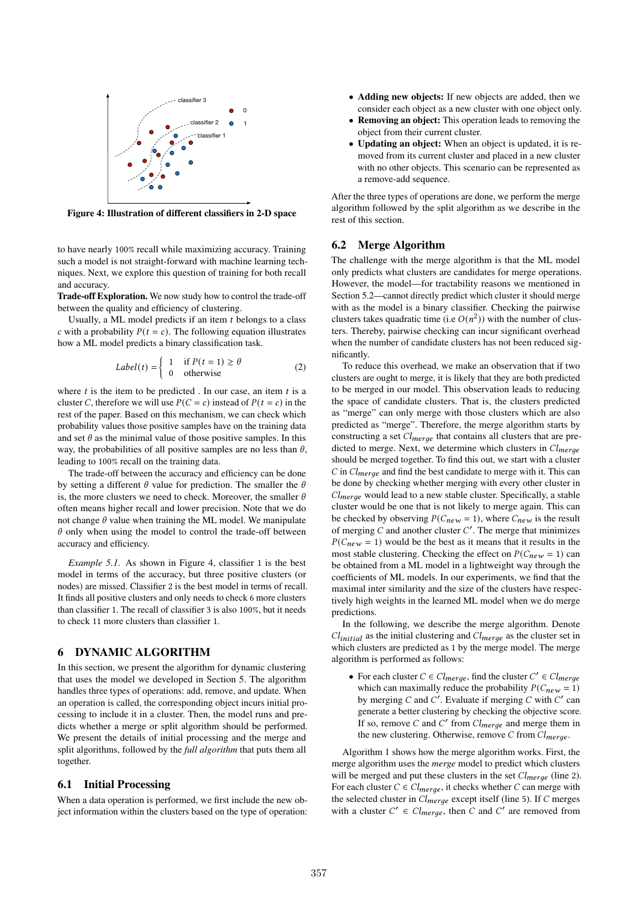Figure 4: Illustration of different classifiers in 2-D space

to have nearly 100% recall while maximizing accuracy. Training such a model is not straight-forward with machine learning techniques. Next, we explore this question of training for both recall and accuracy.

**Trade-off Exploration.** We now study how to control the trade-off between the quality and efficiency of clustering.

Usually, a ML model predicts if an item $t$ belongs to a class $c$ with a probability $P(t = c)$. The following equation illustrates how a ML model predicts a binary classification task.

$$Label(t) = \begin{cases} 1 & \text{if } P(t = 1) \geq \theta \\ 0 & \text{otherwise} \end{cases} \quad (2)$$

where $t$ is the item to be predicted . In our case, an item $t$ is a cluster $C$, therefore we will use $P(C = c)$ instead of $P(t = c)$ in the rest of the paper. Based on this mechanism, we can check which probability values those positive samples have on the training data and set $\theta$ as the minimal value of those positive samples. In this way, the probabilities of all positive samples are no less than $\theta$, leading to 100% recall on the training data.

The trade-off between the accuracy and efficiency can be done by setting a different $\theta$ value for prediction. The smaller the $\theta$ is, the more clusters we need to check. Moreover, the smaller $\theta$ often means higher recall and lower precision. Note that we do not change $\theta$ value when training the ML model. We manipulate $\theta$ only when using the model to control the trade-off between accuracy and efficiency.

*Example 5.1.* As shown in Figure 4, classifier 1 is the best model in terms of the accuracy, but three positive clusters (or nodes) are missed. Classifier 2 is the best model in terms of recall. It finds all positive clusters and only needs to check 6 more clusters than classifier 1. The recall of classifier 3 is also 100%, but it needs to check 11 more clusters than classifier 1.

# 6 DYNAMIC ALGORITHM

In this section, we present the algorithm for dynamic clustering that uses the model we developed in Section 5. The algorithm handles three types of operations: add, remove, and update. When an operation is called, the corresponding object incurs initial processing to include it in a cluster. Then, the model runs and predicts whether a merge or split algorithm should be performed. We present the details of initial processing and the merge and split algorithms, followed by the *full algorithm* that puts them all together.

## 6.1 Initial Processing

When a data operation is performed, we first include the new object information within the clusters based on the type of operation:

- **Adding new objects:** If new objects are added, then we consider each object as a new cluster with one object only.
- **Removing an object:** This operation leads to removing the object from their current cluster.
- **Updating an object:** When an object is updated, it is removed from its current cluster and placed in a new cluster with no other objects. This scenario can be represented as a remove-add sequence.

After the three types of operations are done, we perform the merge algorithm followed by the split algorithm as we describe in the rest of this section.

## 6.2 Merge Algorithm

The challenge with the merge algorithm is that the ML model only predicts what clusters are candidates for merge operations. However, the model—for tractability reasons we mentioned in Section 5.2—cannot directly predict which cluster it should merge with as the model is a binary classifier. Checking the pairwise clusters takes quadratic time (i.e $O(n^2)$) with the number of clusters. Thereby, pairwise checking can incur significant overhead when the number of candidate clusters has not been reduced significantly.

To reduce this overhead, we make an observation that if two clusters are ought to merge, it is likely that they are both predicted to be merged in our model. This observation leads to reducing the space of candidate clusters. That is, the clusters predicted as "merge" can only merge with those clusters which are also predicted as "merge". Therefore, the merge algorithm starts by constructing a set $Cl_{merge}$ that contains all clusters that are predicted to merge. Next, we determine which clusters in $Cl_{merge}$ should be merged together. To find this out, we start with a cluster $C$ in $Cl_{merge}$ and find the best candidate to merge with it. This can be done by checking whether merging with every other cluster in $Cl_{merge}$ would lead to a new stable cluster. Specifically, a stable cluster would be one that is not likely to merge again. This can be checked by observing $P(C_{new} = 1)$, where $C_{new}$ is the result of merging $C$ and another cluster $C'$. The merge that minimizes $P(C_{new} = 1)$ would be the best as it means that it results in the most stable clustering. Checking the effect on $P(C_{new} = 1)$ can be obtained from a ML model in a lightweight way through the coefficients of ML models. In our experiments, we find that the maximal inter similarity and the size of the clusters have respectively high weights in the learned ML model when we do merge predictions.

In the following, we describe the merge algorithm. Denote $Cl_{initial}$ as the initial clustering and $Cl_{merge}$ as the cluster set in which clusters are predicted as 1 by the merge model. The merge algorithm is performed as follows:

- For each cluster $C \in Cl_{merge}$, find the cluster $C' \in Cl_{merge}$ which can maximally reduce the probability $P(C_{new} = 1)$ by merging $C$ and $C'$. Evaluate if merging $C$ with $C'$ can generate a better clustering by checking the objective score. If so, remove $C$ and $C'$ from $Cl_{merge}$ and merge them in the new clustering. Otherwise, remove $C$ from $Cl_{merge}$.

Algorithm 1 shows how the merge algorithm works. First, the merge algorithm uses the *merge* model to predict which clusters will be merged and put these clusters in the set $Cl_{merge}$ (line 2). For each cluster $C \in Cl_{merge}$, it checks whether $C$ can merge with the selected cluster in $Cl_{merge}$ except itself (line 5). If $C$ merges with a cluster $C' \in Cl_{merge}$, then $C$ and $C'$ are removed from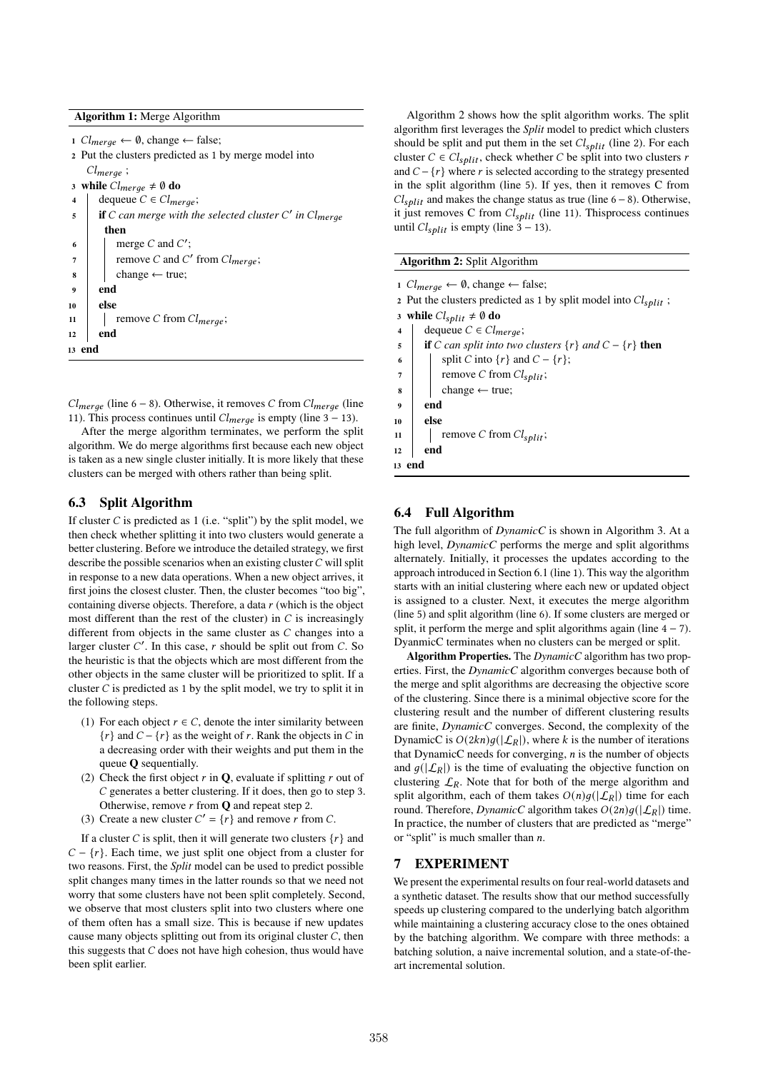**Algorithm 1:** Merge Algorithm

```
1  Cl_merge ← ∅, change ← false;
2  Put the clusters predicted as 1 by merge model into
   Cl_merge ;
3  while Cl_merge ≠ ∅ do
4      dequeue C ∈ Cl_merge;
5      if C can merge with the selected cluster C′ in Cl_merge
        then
6          merge C and C′;
7          remove C and C′ from Cl_merge;
8          change ← true;
9      end
10     else
11         remove C from Cl_merge;
12     end
13 end
```

$Cl_{merge}$ (line 6 − 8). Otherwise, it removes $C$ from $Cl_{merge}$ (line 11). This process continues until $Cl_{merge}$ is empty (line 3 − 13).

After the merge algorithm terminates, we perform the split algorithm. We do merge algorithms first because each new object is taken as a new single cluster initially. It is more likely that these clusters can be merged with others rather than being split.

## 6.3 Split Algorithm

If cluster $C$ is predicted as 1 (i.e. "split") by the split model, we then check whether splitting it into two clusters would generate a better clustering. Before we introduce the detailed strategy, we first describe the possible scenarios when an existing cluster $C$ will split in response to a new data operations. When a new object arrives, it first joins the closest cluster. Then, the cluster becomes "too big", containing diverse objects. Therefore, a data $r$ (which is the object most different than the rest of the cluster) in $C$ is increasingly different from objects in the same cluster as $C$ changes into a larger cluster $C'$. In this case, $r$ should be split out from $C$. So the heuristic is that the objects which are most different from the other objects in the same cluster will be prioritized to split. If a cluster $C$ is predicted as 1 by the split model, we try to split it in the following steps.

(1) For each object $r \in C$, denote the inter similarity between $\{r\}$ and $C - \{r\}$ as the weight of $r$. Rank the objects in $C$ in a decreasing order with their weights and put them in the queue **Q** sequentially.
(2) Check the first object $r$ in **Q**, evaluate if splitting $r$ out of $C$ generates a better clustering. If it does, then go to step 3. Otherwise, remove $r$ from **Q** and repeat step 2.
(3) Create a new cluster $C' = \{r\}$ and remove $r$ from $C$.

If a cluster $C$ is split, then it will generate two clusters $\{r\}$ and $C - \{r\}$. Each time, we just split one object from a cluster for two reasons. First, the *Split* model can be used to predict possible split changes many times in the latter rounds so that we need not worry that some clusters have not been split completely. Second, we observe that most clusters split into two clusters where one of them often has a small size. This is because if new updates cause many objects splitting out from its original cluster $C$, then this suggests that $C$ does not have high cohesion, thus would have been split earlier.

Algorithm 2 shows how the split algorithm works. The split algorithm first leverages the *Split* model to predict which clusters should be split and put them in the set $Cl_{split}$ (line 2). For each cluster $C \in Cl_{split}$, check whether $C$ be split into two clusters $r$ and $C - \{r\}$ where $r$ is selected according to the strategy presented in the split algorithm (line 5). If yes, then it removes C from $Cl_{split}$ and makes the change status as true (line 6 − 8). Otherwise, it just removes C from $Cl_{split}$ (line 11). Thisprocess continues until $Cl_{split}$ is empty (line 3 − 13).

**Algorithm 2:** Split Algorithm

```
1  Cl_merge ← ∅, change ← false;
2  Put the clusters predicted as 1 by split model into Cl_split ;
3  while Cl_split ≠ ∅ do
4      dequeue C ∈ Cl_merge;
5      if C can split into two clusters {r} and C − {r} then
6          split C into {r} and C − {r};
7          remove C from Cl_split;
8          change ← true;
9      end
10     else
11         remove C from Cl_split;
12     end
13 end
```

## 6.4 Full Algorithm

The full algorithm of *DynamicC* is shown in Algorithm 3. At a high level, *DynamicC* performs the merge and split algorithms alternately. Initially, it processes the updates according to the approach introduced in Section 6.1 (line 1). This way the algorithm starts with an initial clustering where each new or updated object is assigned to a cluster. Next, it executes the merge algorithm (line 5) and split algorithm (line 6). If some clusters are merged or split, it perform the merge and split algorithms again (line 4 − 7). DyanmicC terminates when no clusters can be merged or split.

**Algorithm Properties.** The *DynamicC* algorithm has two properties. First, the *DynamicC* algorithm converges because both of the merge and split algorithms are decreasing the objective score of the clustering. Since there is a minimal objective score for the clustering result and the number of different clustering results are finite, *DynamicC* converges. Second, the complexity of the DynamicC is $O(2kn)g(|\mathcal{L}_R|)$, where $k$ is the number of iterations that DynamicC needs for converging, $n$ is the number of objects and $g(|\mathcal{L}_R|)$ is the time of evaluating the objective function on clustering $\mathcal{L}_R$. Note that for both of the merge algorithm and split algorithm, each of them takes $O(n)g(|\mathcal{L}_R|)$ time for each round. Therefore, *DynamicC* algorithm takes $O(2n)g(|\mathcal{L}_R|)$ time. In practice, the number of clusters that are predicted as "merge" or "split" is much smaller than $n$.

# 7 EXPERIMENT

We present the experimental results on four real-world datasets and a synthetic dataset. The results show that our method successfully speeds up clustering compared to the underlying batch algorithm while maintaining a clustering accuracy close to the ones obtained by the batching algorithm. We compare with three methods: a batching solution, a naive incremental solution, and a state-of-the-art incremental solution.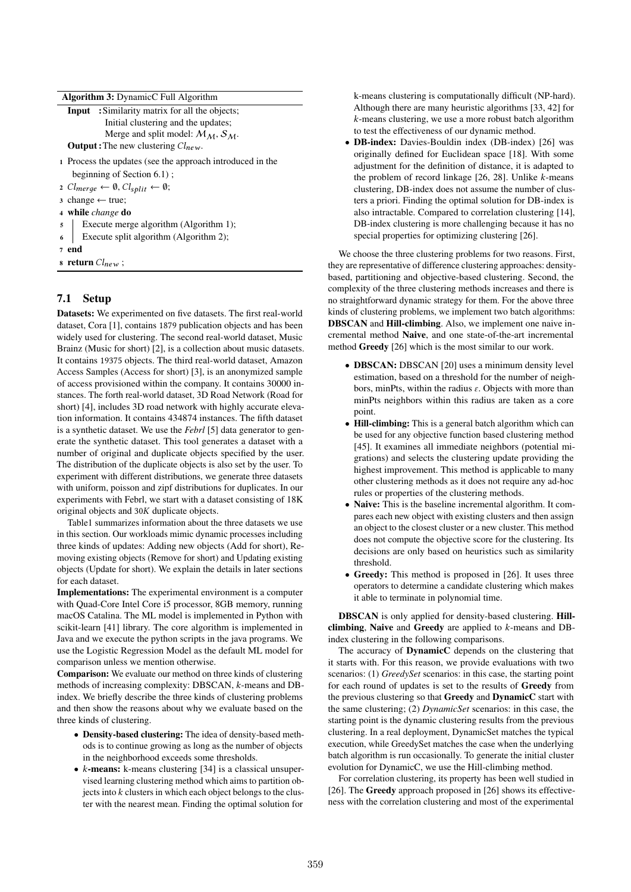**Algorithm 3:** DynamicC Full Algorithm

**Input** : Similarity matrix for all the objects;
Initial clustering and the updates;
Merge and split model: $\mathcal{M}_{\mathcal{M}}, \mathcal{S}_{\mathcal{M}}$.

**Output :** The new clustering $Cl_{new}$.

1 Process the updates (see the approach introduced in the beginning of Section 6.1) ;
2 $Cl_{merge} \leftarrow \emptyset$, $Cl_{split} \leftarrow \emptyset$;
3 change $\leftarrow$ true;
4 **while** *change* **do**
5 &nbsp;&nbsp;&nbsp;&nbsp;Execute merge algorithm (Algorithm 1);
6 &nbsp;&nbsp;&nbsp;&nbsp;Execute split algorithm (Algorithm 2);
7 **end**
8 **return** $Cl_{new}$ ;

## 7.1 Setup

**Datasets:** We experimented on five datasets. The first real-world dataset, Cora [1], contains 1879 publication objects and has been widely used for clustering. The second real-world dataset, Music Brainz (Music for short) [2], is a collection about music datasets. It contains 19375 objects. The third real-world dataset, Amazon Access Samples (Access for short) [3], is an anonymized sample of access provisioned within the company. It contains 30000 instances. The forth real-world dataset, 3D Road Network (Road for short) [4], includes 3D road network with highly accurate elevation information. It contains 434874 instances. The fifth dataset is a synthetic dataset. We use the *Febrl* [5] data generator to generate the synthetic dataset. This tool generates a dataset with a number of original and duplicate objects specified by the user. The distribution of the duplicate objects is also set by the user. To experiment with different distributions, we generate three datasets with uniform, poisson and zipf distributions for duplicates. In our experiments with Febrl, we start with a dataset consisting of 18K original objects and 30*K* duplicate objects.

Table1 summarizes information about the three datasets we use in this section. Our workloads mimic dynamic processes including three kinds of updates: Adding new objects (Add for short), Removing existing objects (Remove for short) and Updating existing objects (Update for short). We explain the details in later sections for each dataset.

**Implementations:** The experimental environment is a computer with Quad-Core Intel Core i5 processor, 8GB memory, running macOS Catalina. The ML model is implemented in Python with scikit-learn [41] library. The core algorithm is implemented in Java and we execute the python scripts in the java programs. We use the Logistic Regression Model as the default ML model for comparison unless we mention otherwise.

**Comparison:** We evaluate our method on three kinds of clustering methods of increasing complexity: DBSCAN, *k*-means and DB-index. We briefly describe the three kinds of clustering problems and then show the reasons about why we evaluate based on the three kinds of clustering.

- **Density-based clustering:** The idea of density-based methods is to continue growing as long as the number of objects in the neighborhood exceeds some thresholds.
- ***k*-means:** k-means clustering [34] is a classical unsupervised learning clustering method which aims to partition objects into *k* clusters in which each object belongs to the cluster with the nearest mean. Finding the optimal solution for k-means clustering is computationally difficult (NP-hard). Although there are many heuristic algorithms [33, 42] for *k*-means clustering, we use a more robust batch algorithm to test the effectiveness of our dynamic method.
- **DB-index:** Davies-Bouldin index (DB-index) [26] was originally defined for Euclidean space [18]. With some adjustment for the definition of distance, it is adapted to the problem of record linkage [26, 28]. Unlike *k*-means clustering, DB-index does not assume the number of clusters a priori. Finding the optimal solution for DB-index is also intractable. Compared to correlation clustering [14], DB-index clustering is more challenging because it has no special properties for optimizing clustering [26].

We choose the three clustering problems for two reasons. First, they are representative of difference clustering approaches: density-based, partitioning and objective-based clustering. Second, the complexity of the three clustering methods increases and there is no straightforward dynamic strategy for them. For the above three kinds of clustering problems, we implement two batch algorithms: **DBSCAN** and **Hill-climbing**. Also, we implement one naive incremental method **Naive**, and one state-of-the-art incremental method **Greedy** [26] which is the most similar to our work.

- **DBSCAN:** DBSCAN [20] uses a minimum density level estimation, based on a threshold for the number of neighbors, minPts, within the radius $\varepsilon$. Objects with more than minPts neighbors within this radius are taken as a core point.
- **Hill-climbing:** This is a general batch algorithm which can be used for any objective function based clustering method [45]. It examines all immediate neighbors (potential migrations) and selects the clustering update providing the highest improvement. This method is applicable to many other clustering methods as it does not require any ad-hoc rules or properties of the clustering methods.
- **Naive:** This is the baseline incremental algorithm. It compares each new object with existing clusters and then assign an object to the closest cluster or a new cluster. This method does not compute the objective score for the clustering. Its decisions are only based on heuristics such as similarity threshold.
- **Greedy:** This method is proposed in [26]. It uses three operators to determine a candidate clustering which makes it able to terminate in polynomial time.

**DBSCAN** is only applied for density-based clustering. **Hill-climbing**, **Naive** and **Greedy** are applied to *k*-means and DB-index clustering in the following comparisons.

The accuracy of **DynamicC** depends on the clustering that it starts with. For this reason, we provide evaluations with two scenarios: (1) *GreedySet* scenarios: in this case, the starting point for each round of updates is set to the results of **Greedy** from the previous clustering so that **Greedy** and **DynamicC** start with the same clustering; (2) *DynamicSet* scenarios: in this case, the starting point is the dynamic clustering results from the previous clustering. In a real deployment, DynamicSet matches the typical execution, while GreedySet matches the case when the underlying batch algorithm is run occasionally. To generate the initial cluster evolution for DynamicC, we use the Hill-climbing method.

For correlation clustering, its property has been well studied in [26]. The **Greedy** approach proposed in [26] shows its effectiveness with the correlation clustering and most of the experimental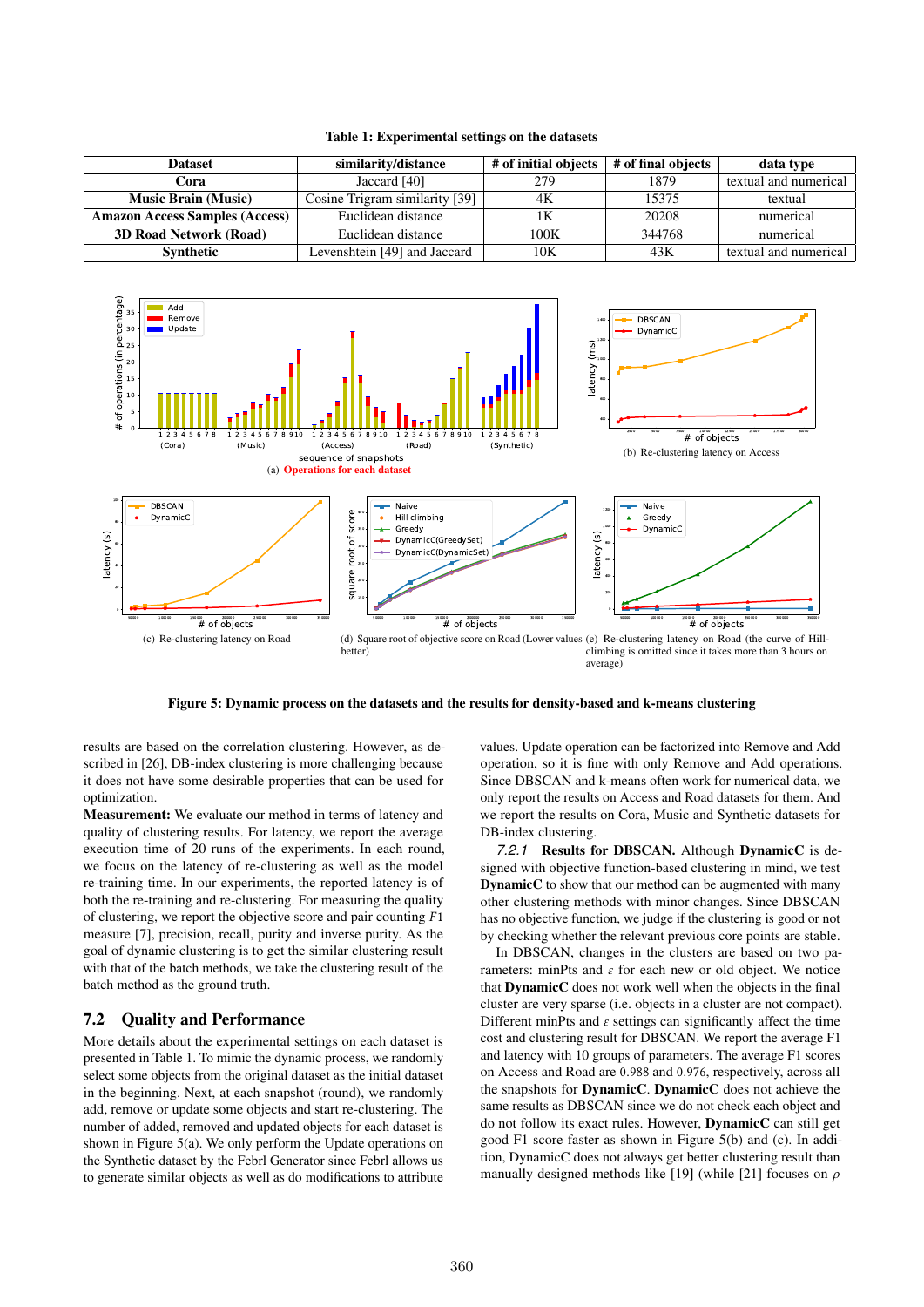Table 1: Experimental settings on the datasets

| Dataset | similarity/distance | # of initial objects | # of final objects | data type |
|---|---|---|---|---|
| Cora | Jaccard [40] | 279 | 1879 | textual and numerical |
| Music Brain (Music) | Cosine Trigram similarity [39] | 4K | 15375 | textual |
| Amazon Access Samples (Access) | Euclidean distance | 1K | 20208 | numerical |
| 3D Road Network (Road) | Euclidean distance | 100K | 344768 | numerical |
| Synthetic | Levenshtein [49] and Jaccard | 10K | 43K | textual and numerical |

(a) Operations for each dataset

(b) Re-clustering latency on Access

(c) Re-clustering latency on Road

(d) Square root of objective score on Road (Lower values better)

(e) Re-clustering latency on Road (the curve of Hill-climbing is omitted since it takes more than 3 hours on average)

**Figure 5: Dynamic process on the datasets and the results for density-based and k-means clustering**

results are based on the correlation clustering. However, as described in [26], DB-index clustering is more challenging because it does not have some desirable properties that can be used for optimization.

**Measurement:** We evaluate our method in terms of latency and quality of clustering results. For latency, we report the average execution time of 20 runs of the experiments. In each round, we focus on the latency of re-clustering as well as the model re-training time. In our experiments, the reported latency is of both the re-training and re-clustering. For measuring the quality of clustering, we report the objective score and pair counting $F1$ measure [7], precision, recall, purity and inverse purity. As the goal of dynamic clustering is to get the similar clustering result with that of the batch methods, we take the clustering result of the batch method as the ground truth.

## 7.2 Quality and Performance

More details about the experimental settings on each dataset is presented in Table 1. To mimic the dynamic process, we randomly select some objects from the original dataset as the initial dataset in the beginning. Next, at each snapshot (round), we randomly add, remove or update some objects and start re-clustering. The number of added, removed and updated objects for each dataset is shown in Figure 5(a). We only perform the Update operations on the Synthetic dataset by the Febrl Generator since Febrl allows us to generate similar objects as well as do modifications to attribute values. Update operation can be factorized into Remove and Add operation, so it is fine with only Remove and Add operations. Since DBSCAN and k-means often work for numerical data, we only report the results on Access and Road datasets for them. And we report the results on Cora, Music and Synthetic datasets for DB-index clustering.

*7.2.1* **Results for DBSCAN.** Although **DynamicC** is designed with objective function-based clustering in mind, we test **DynamicC** to show that our method can be augmented with many other clustering methods with minor changes. Since DBSCAN has no objective function, we judge if the clustering is good or not by checking whether the relevant previous core points are stable.

In DBSCAN, changes in the clusters are based on two parameters: minPts and $\varepsilon$ for each new or old object. We notice that **DynamicC** does not work well when the objects in the final cluster are very sparse (i.e. objects in a cluster are not compact). Different minPts and $\varepsilon$ settings can significantly affect the time cost and clustering result for DBSCAN. We report the average F1 and latency with 10 groups of parameters. The average F1 scores on Access and Road are 0.988 and 0.976, respectively, across all the snapshots for **DynamicC**. **DynamicC** does not achieve the same results as DBSCAN since we do not check each object and do not follow its exact rules. However, **DynamicC** can still get good F1 score faster as shown in Figure 5(b) and (c). In addition, DynamicC does not always get better clustering result than manually designed methods like [19] (while [21] focuses on $\rho$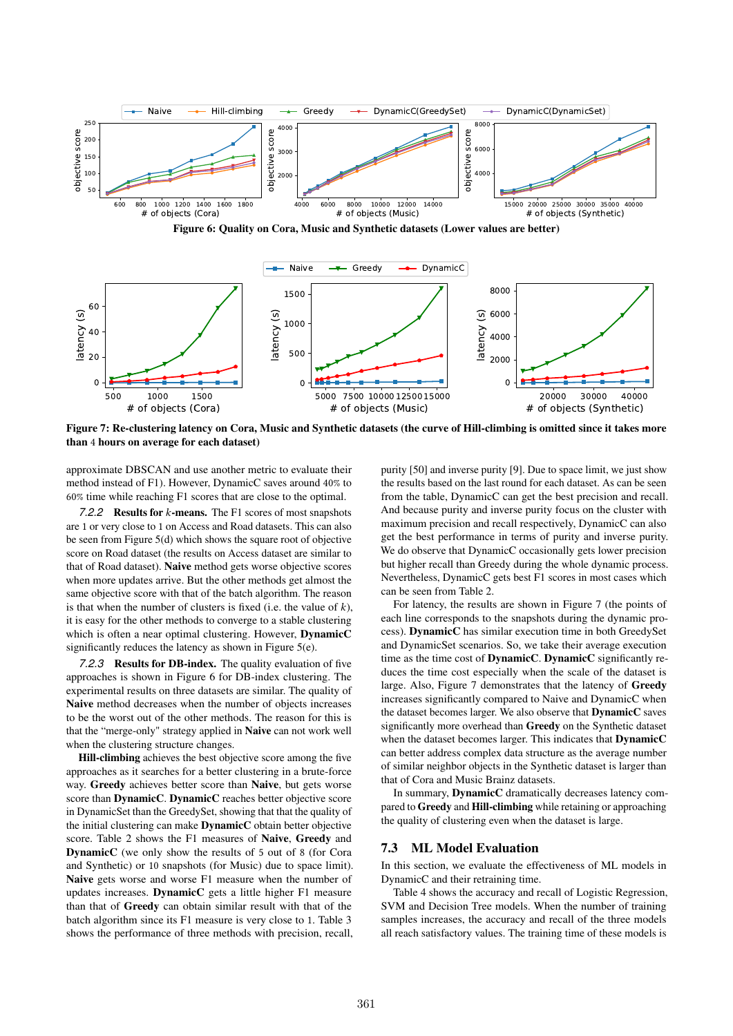Figure 6: Quality on Cora, Music and Synthetic datasets (Lower values are better)

Figure 7: Re-clustering latency on Cora, Music and Synthetic datasets (the curve of Hill-climbing is omitted since it takes more than 4 hours on average for each dataset)

approximate DBSCAN and use another metric to evaluate their method instead of F1). However, DynamicC saves around 40% to 60% time while reaching F1 scores that are close to the optimal.

*7.2.2* **Results for** ***k*****-means.** The F1 scores of most snapshots are 1 or very close to 1 on Access and Road datasets. This can also be seen from Figure 5(d) which shows the square root of objective score on Road dataset (the results on Access dataset are similar to that of Road dataset). **Naive** method gets worse objective scores when more updates arrive. But the other methods get almost the same objective score with that of the batch algorithm. The reason is that when the number of clusters is fixed (i.e. the value of $k$), it is easy for the other methods to converge to a stable clustering which is often a near optimal clustering. However, **DynamicC** significantly reduces the latency as shown in Figure 5(e).

*7.2.3* **Results for DB-index.** The quality evaluation of five approaches is shown in Figure 6 for DB-index clustering. The experimental results on three datasets are similar. The quality of **Naive** method decreases when the number of objects increases to be the worst out of the other methods. The reason for this is that the "merge-only" strategy applied in **Naive** can not work well when the clustering structure changes.

**Hill-climbing** achieves the best objective score among the five approaches as it searches for a better clustering in a brute-force way. **Greedy** achieves better score than **Naive**, but gets worse score than **DynamicC**. **DynamicC** reaches better objective score in DynamicSet than the GreedySet, showing that that the quality of the initial clustering can make **DynamicC** obtain better objective score. Table 2 shows the F1 measures of **Naive**, **Greedy** and **DynamicC** (we only show the results of 5 out of 8 (for Cora and Synthetic) or 10 snapshots (for Music) due to space limit). **Naive** gets worse and worse F1 measure when the number of updates increases. **DynamicC** gets a little higher F1 measure than that of **Greedy** can obtain similar result with that of the batch algorithm since its F1 measure is very close to 1. Table 3 shows the performance of three methods with precision, recall, purity [50] and inverse purity [9]. Due to space limit, we just show the results based on the last round for each dataset. As can be seen from the table, DynamicC can get the best precision and recall. And because purity and inverse purity focus on the cluster with maximum precision and recall respectively, DynamicC can also get the best performance in terms of purity and inverse purity. We do observe that DynamicC occasionally gets lower precision but higher recall than Greedy during the whole dynamic process. Nevertheless, DynamicC gets best F1 scores in most cases which can be seen from Table 2.

For latency, the results are shown in Figure 7 (the points of each line corresponds to the snapshots during the dynamic process). **DynamicC** has similar execution time in both GreedySet and DynamicSet scenarios. So, we take their average execution time as the time cost of **DynamicC**. **DynamicC** significantly reduces the time cost especially when the scale of the dataset is large. Also, Figure 7 demonstrates that the latency of **Greedy** increases significantly compared to Naive and DynamicC when the dataset becomes larger. We also observe that **DynamicC** saves significantly more overhead than **Greedy** on the Synthetic dataset when the dataset becomes larger. This indicates that **DynamicC** can better address complex data structure as the average number of similar neighbor objects in the Synthetic dataset is larger than that of Cora and Music Brainz datasets.

In summary, **DynamicC** dramatically decreases latency compared to **Greedy** and **Hill-climbing** while retaining or approaching the quality of clustering even when the dataset is large.

## 7.3 ML Model Evaluation

In this section, we evaluate the effectiveness of ML models in DynamicC and their retraining time.

Table 4 shows the accuracy and recall of Logistic Regression, SVM and Decision Tree models. When the number of training samples increases, the accuracy and recall of the three models all reach satisfactory values. The training time of these models is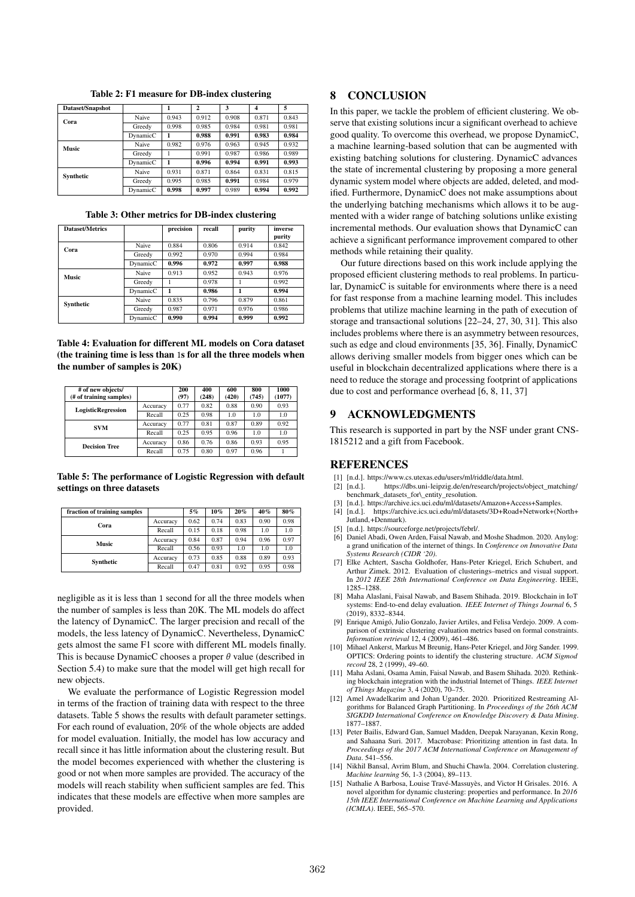**Table 2: F1 measure for DB-index clustering**

| Dataset/Snapshot | | 1 | 2 | 3 | 4 | 5 |
|---|---|---|---|---|---|---|
| **Cora** | Naive | 0.943 | 0.912 | 0.908 | 0.871 | 0.843 |
| | Greedy | 0.998 | 0.985 | 0.984 | 0.981 | 0.981 |
| | DynamicC | **1** | **0.988** | **0.991** | **0.983** | **0.984** |
| **Music** | Naive | 0.982 | 0.976 | 0.963 | 0.945 | 0.932 |
| | Greedy | 1 | 0.991 | 0.987 | 0.986 | 0.989 |
| | DynamicC | **1** | **0.996** | **0.994** | **0.991** | **0.993** |
| **Synthetic** | Naive | 0.931 | 0.871 | 0.864 | 0.831 | 0.815 |
| | Greedy | 0.995 | 0.985 | **0.991** | 0.984 | 0.979 |
| | DynamicC | **0.998** | **0.997** | 0.989 | **0.994** | **0.992** |

**Table 3: Other metrics for DB-index clustering**

| Dataset/Metrics | | precision | recall | purity | inverse purity |
|---|---|---|---|---|---|
| **Cora** | Naive | 0.884 | 0.806 | 0.914 | 0.842 |
| | Greedy | 0.992 | 0.970 | 0.994 | 0.984 |
| | DynamicC | **0.996** | **0.972** | **0.997** | **0.988** |
| **Music** | Naive | 0.913 | 0.952 | 0.943 | 0.976 |
| | Greedy | 1 | 0.978 | 1 | 0.992 |
| | DynamicC | **1** | **0.986** | **1** | **0.994** |
| **Synthetic** | Naive | 0.835 | 0.796 | 0.879 | 0.861 |
| | Greedy | 0.987 | 0.971 | 0.976 | 0.986 |
| | DynamicC | **0.990** | **0.994** | **0.999** | **0.992** |

**Table 4: Evaluation for different ML models on Cora dataset (the training time is less than 1s for all the three models when the number of samples is 20K)**

| # of new objects/ (# of training samples) | | 200 (97) | 400 (248) | 600 (420) | 800 (745) | 1000 (1077) |
|---|---|---|---|---|---|---|
| **LogisticRegression** | Accuracy | 0.77 | 0.82 | 0.88 | 0.90 | 0.93 |
| | Recall | 0.25 | 0.98 | 1.0 | 1.0 | 1.0 |
| **SVM** | Accuracy | 0.77 | 0.81 | 0.87 | 0.89 | 0.92 |
| | Recall | 0.25 | 0.95 | 0.96 | 1.0 | 1.0 |
| **Decision Tree** | Accuracy | 0.86 | 0.76 | 0.86 | 0.93 | 0.95 |
| | Recall | 0.75 | 0.80 | 0.97 | 0.96 | 1 |

**Table 5: The performance of Logistic Regression with default settings on three datasets**

| fraction of training samples | | 5% | 10% | 20% | 40% | 80% |
|---|---|---|---|---|---|---|
| **Cora** | Accuracy | 0.62 | 0.74 | 0.83 | 0.90 | 0.98 |
| | Recall | 0.15 | 0.18 | 0.98 | 1.0 | 1.0 |
| **Music** | Accuracy | 0.84 | 0.87 | 0.94 | 0.96 | 0.97 |
| | Recall | 0.56 | 0.93 | 1.0 | 1.0 | 1.0 |
| **Synthetic** | Accuracy | 0.73 | 0.85 | 0.88 | 0.89 | 0.93 |
| | Recall | 0.47 | 0.81 | 0.92 | 0.95 | 0.98 |

negligible as it is less than 1 second for all the three models when the number of samples is less than 20K. The ML models do affect the latency of DynamicC. The larger precision and recall of the models, the less latency of DynamicC. Nevertheless, DynamicC gets almost the same F1 score with different ML models finally. This is because DynamicC chooses a proper $\theta$ value (described in Section 5.4) to make sure that the model will get high recall for new objects.

We evaluate the performance of Logistic Regression model in terms of the fraction of training data with respect to the three datasets. Table 5 shows the results with default parameter settings. For each round of evaluation, 20% of the whole objects are added for model evaluation. Initially, the model has low accuracy and recall since it has little information about the clustering result. But the model becomes experienced with whether the clustering is good or not when more samples are provided. The accuracy of the models will reach stability when sufficient samples are fed. This indicates that these models are effective when more samples are provided.

## 8 CONCLUSION

In this paper, we tackle the problem of efficient clustering. We observe that existing solutions incur a significant overhead to achieve good quality. To overcome this overhead, we propose DynamicC, a machine learning-based solution that can be augmented with existing batching solutions for clustering. DynamicC advances the state of incremental clustering by proposing a more general dynamic system model where objects are added, deleted, and modified. Furthermore, DynamicC does not make assumptions about the underlying batching mechanisms which allows it to be augmented with a wider range of batching solutions unlike existing incremental methods. Our evaluation shows that DynamicC can achieve a significant performance improvement compared to other methods while retaining their quality.

Our future directions based on this work include applying the proposed efficient clustering methods to real problems. In particular, DynamicC is suitable for environments where there is a need for fast response from a machine learning model. This includes problems that utilize machine learning in the path of execution of storage and transactional solutions [22–24, 27, 30, 31]. This also includes problems where there is an asymmetry between resources, such as edge and cloud environments [35, 36]. Finally, DynamicC allows deriving smaller models from bigger ones which can be useful in blockchain decentralized applications where there is a need to reduce the storage and processing footprint of applications due to cost and performance overhead [6, 8, 11, 37]

## 9 ACKNOWLEDGMENTS

This research is supported in part by the NSF under grant CNS-1815212 and a gift from Facebook.

## REFERENCES

[1] [n.d.]. https://www.cs.utexas.edu/users/ml/riddle/data.html.
[2] [n.d.]. https://dbs.uni-leipzig.de/en/research/projects/object_matching/benchmark_datasets_for\_entity_resolution.
[3] [n.d.]. https://archive.ics.uci.edu/ml/datasets/Amazon+Access+Samples.
[4] [n.d.]. https://archive.ics.uci.edu/ml/datasets/3D+Road+Network+(North+Jutland,+Denmark).
[5] [n.d.]. https://sourceforge.net/projects/febrl/.
[6] Daniel Abadi, Owen Arden, Faisal Nawab, and Moshe Shadmon. 2020. Anylog: a grand unification of the internet of things. In *Conference on Innovative Data Systems Research (CIDR '20)*.
[7] Elke Achtert, Sascha Goldhofer, Hans-Peter Kriegel, Erich Schubert, and Arthur Zimek. 2012. Evaluation of clusterings–metrics and visual support. In *2012 IEEE 28th International Conference on Data Engineering*. IEEE, 1285–1288.
[8] Maha Alaslani, Faisal Nawab, and Basem Shihada. 2019. Blockchain in IoT systems: End-to-end delay evaluation. *IEEE Internet of Things Journal* 6, 5 (2019), 8332–8344.
[9] Enrique Amigó, Julio Gonzalo, Javier Artiles, and Felisa Verdejo. 2009. A comparison of extrinsic clustering evaluation metrics based on formal constraints. *Information retrieval* 12, 4 (2009), 461–486.
[10] Mihael Ankerst, Markus M Breunig, Hans-Peter Kriegel, and Jörg Sander. 1999. OPTICS: Ordering points to identify the clustering structure. *ACM Sigmod record* 28, 2 (1999), 49–60.
[11] Maha Aslani, Osama Amin, Faisal Nawab, and Basem Shihada. 2020. Rethinking blockchain integration with the industrial Internet of Things. *IEEE Internet of Things Magazine* 3, 4 (2020), 70–75.
[12] Amel Awadelkarim and Johan Ugander. 2020. Prioritized Restreaming Algorithms for Balanced Graph Partitioning. In *Proceedings of the 26th ACM SIGKDD International Conference on Knowledge Discovery & Data Mining*. 1877–1887.
[13] Peter Bailis, Edward Gan, Samuel Madden, Deepak Narayanan, Kexin Rong, and Sahaana Suri. 2017. Macrobase: Prioritizing attention in fast data. In *Proceedings of the 2017 ACM International Conference on Management of Data*. 541–556.
[14] Nikhil Bansal, Avrim Blum, and Shuchi Chawla. 2004. Correlation clustering. *Machine learning* 56, 1-3 (2004), 89–113.
[15] Nathalie A Barbosa, Louise Travé-Massuyès, and Victor H Grisales. 2016. A novel algorithm for dynamic clustering: properties and performance. In *2016 15th IEEE International Conference on Machine Learning and Applications (ICMLA)*. IEEE, 565–570.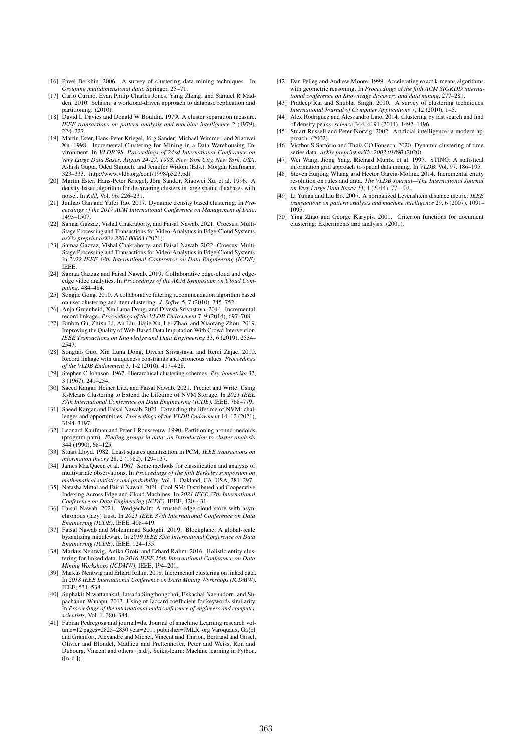[16] Pavel Berkhin. 2006. A survey of clustering data mining techniques. In *Grouping multidimensional data*. Springer, 25–71.

[17] Carlo Curino, Evan Philip Charles Jones, Yang Zhang, and Samuel R Madden. 2010. Schism: a workload-driven approach to database replication and partitioning. (2010).

[18] David L Davies and Donald W Bouldin. 1979. A cluster separation measure. *IEEE transactions on pattern analysis and machine intelligence* 2 (1979), 224–227.

[19] Martin Ester, Hans-Peter Kriegel, Jörg Sander, Michael Wimmer, and Xiaowei Xu. 1998. Incremental Clustering for Mining in a Data Warehousing Environment. In *VLDB'98, Proceedings of 24rd International Conference on Very Large Data Bases, August 24-27, 1998, New York City, New York, USA*, Ashish Gupta, Oded Shmueli, and Jennifer Widom (Eds.). Morgan Kaufmann, 323–333. http://www.vldb.org/conf/1998/p323.pdf

[20] Martin Ester, Hans-Peter Kriegel, Jörg Sander, Xiaowei Xu, et al. 1996. A density-based algorithm for discovering clusters in large spatial databases with noise.. In *Kdd*, Vol. 96. 226–231.

[21] Junhao Gan and Yufei Tao. 2017. Dynamic density based clustering. In *Proceedings of the 2017 ACM International Conference on Management of Data*. 1493–1507.

[22] Samaa Gazzaz, Vishal Chakraborty, and Faisal Nawab. 2021. Croesus: Multi-Stage Processing and Transactions for Video-Analytics in Edge-Cloud Systems. *arXiv preprint arXiv:2201.00063* (2021).

[23] Samaa Gazzaz, Vishal Chakraborty, and Faisal Nawab. 2022. Croesus: Multi-Stage Processing and Transactions for Video-Analytics in Edge-Cloud Systems. In *2022 IEEE 38th International Conference on Data Engineering (ICDE)*. IEEE.

[24] Samaa Gazzaz and Faisal Nawab. 2019. Collaborative edge-cloud and edge-edge video analytics. In *Proceedings of the ACM Symposium on Cloud Computing*. 484–484.

[25] Songjie Gong. 2010. A collaborative filtering recommendation algorithm based on user clustering and item clustering. *J. Softw.* 5, 7 (2010), 745–752.

[26] Anja Gruenheid, Xin Luna Dong, and Divesh Srivastava. 2014. Incremental record linkage. *Proceedings of the VLDB Endowment* 7, 9 (2014), 697–708.

[27] Binbin Gu, Zhixu Li, An Liu, Jiajie Xu, Lei Zhao, and Xiaofang Zhou. 2019. Improving the Quality of Web-Based Data Imputation With Crowd Intervention. *IEEE Transactions on Knowledge and Data Engineering* 33, 6 (2019), 2534–2547.

[28] Songtao Guo, Xin Luna Dong, Divesh Srivastava, and Remi Zajac. 2010. Record linkage with uniqueness constraints and erroneous values. *Proceedings of the VLDB Endowment* 3, 1-2 (2010), 417–428.

[29] Stephen C Johnson. 1967. Hierarchical clustering schemes. *Psychometrika* 32, 3 (1967), 241–254.

[30] Saeed Kargar, Heiner Litz, and Faisal Nawab. 2021. Predict and Write: Using K-Means Clustering to Extend the Lifetime of NVM Storage. In *2021 IEEE 37th International Conference on Data Engineering (ICDE)*. IEEE, 768–779.

[31] Saeed Kargar and Faisal Nawab. 2021. Extending the lifetime of NVM: challenges and opportunities. *Proceedings of the VLDB Endowment* 14, 12 (2021), 3194–3197.

[32] Leonard Kaufman and Peter J Rousseeuw. 1990. Partitioning around medoids (program pam). *Finding groups in data: an introduction to cluster analysis* 344 (1990), 68–125.

[33] Stuart Lloyd. 1982. Least squares quantization in PCM. *IEEE transactions on information theory* 28, 2 (1982), 129–137.

[34] James MacQueen et al. 1967. Some methods for classification and analysis of multivariate observations. In *Proceedings of the fifth Berkeley symposium on mathematical statistics and probability*, Vol. 1. Oakland, CA, USA, 281–297.

[35] Natasha Mittal and Faisal Nawab. 2021. CooLSM: Distributed and Cooperative Indexing Across Edge and Cloud Machines. In *2021 IEEE 37th International Conference on Data Engineering (ICDE)*. IEEE, 420–431.

[36] Faisal Nawab. 2021. Wedgechain: A trusted edge-cloud store with asynchronous (lazy) trust. In *2021 IEEE 37th International Conference on Data Engineering (ICDE)*. IEEE, 408–419.

[37] Faisal Nawab and Mohammad Sadoghi. 2019. Blockplane: A global-scale byzantizing middleware. In *2019 IEEE 35th International Conference on Data Engineering (ICDE)*. IEEE, 124–135.

[38] Markus Nentwig, Anika Groß, and Erhard Rahm. 2016. Holistic entity clustering for linked data. In *2016 IEEE 16th International Conference on Data Mining Workshops (ICDMW)*. IEEE, 194–201.

[39] Markus Nentwig and Erhard Rahm. 2018. Incremental clustering on linked data. In *2018 IEEE International Conference on Data Mining Workshops (ICDMW)*. IEEE, 531–538.

[40] Suphakit Niwattanakul, Jatsada Singthongchai, Ekkachai Naenudorn, and Supachanun Wanapu. 2013. Using of Jaccard coefficient for keywords similarity. In *Proceedings of the international multiconference of engineers and computer scientists*, Vol. 1. 380–384.

[41] Fabian Pedregosa and journal=the Journal of machine Learning research volume=12 pages=2825–2830 year=2011 publisher=JMLR. org Varoquaux, Ga{el and Gramfort, Alexandre and Michel, Vincent and Thirion, Bertrand and Grisel, Olivier and Blondel, Mathieu and Prettenhofer, Peter and Weiss, Ron and Dubourg, Vincent and others. [n.d.]. Scikit-learn: Machine learning in Python. ([n. d.]).

[42] Dan Pelleg and Andrew Moore. 1999. Accelerating exact k-means algorithms with geometric reasoning. In *Proceedings of the fifth ACM SIGKDD international conference on Knowledge discovery and data mining*. 277–281.

[43] Pradeep Rai and Shubha Singh. 2010. A survey of clustering techniques. *International Journal of Computer Applications* 7, 12 (2010), 1–5.

[44] Alex Rodriguez and Alessandro Laio. 2014. Clustering by fast search and find of density peaks. *science* 344, 6191 (2014), 1492–1496.

[45] Stuart Russell and Peter Norvig. 2002. Artificial intelligence: a modern approach. (2002).

[46] Victhor S Sartório and Thaís CO Fonseca. 2020. Dynamic clustering of time series data. *arXiv preprint arXiv:2002.01890* (2020).

[47] Wei Wang, Jiong Yang, Richard Muntz, et al. 1997. STING: A statistical information grid approach to spatial data mining. In *VLDB*, Vol. 97. 186–195.

[48] Steven Euijong Whang and Hector Garcia-Molina. 2014. Incremental entity resolution on rules and data. *The VLDB Journal—The International Journal on Very Large Data Bases* 23, 1 (2014), 77–102.

[49] Li Yujian and Liu Bo. 2007. A normalized Levenshtein distance metric. *IEEE transactions on pattern analysis and machine intelligence* 29, 6 (2007), 1091–1095.

[50] Ying Zhao and George Karypis. 2001. Criterion functions for document clustering: Experiments and analysis. (2001).